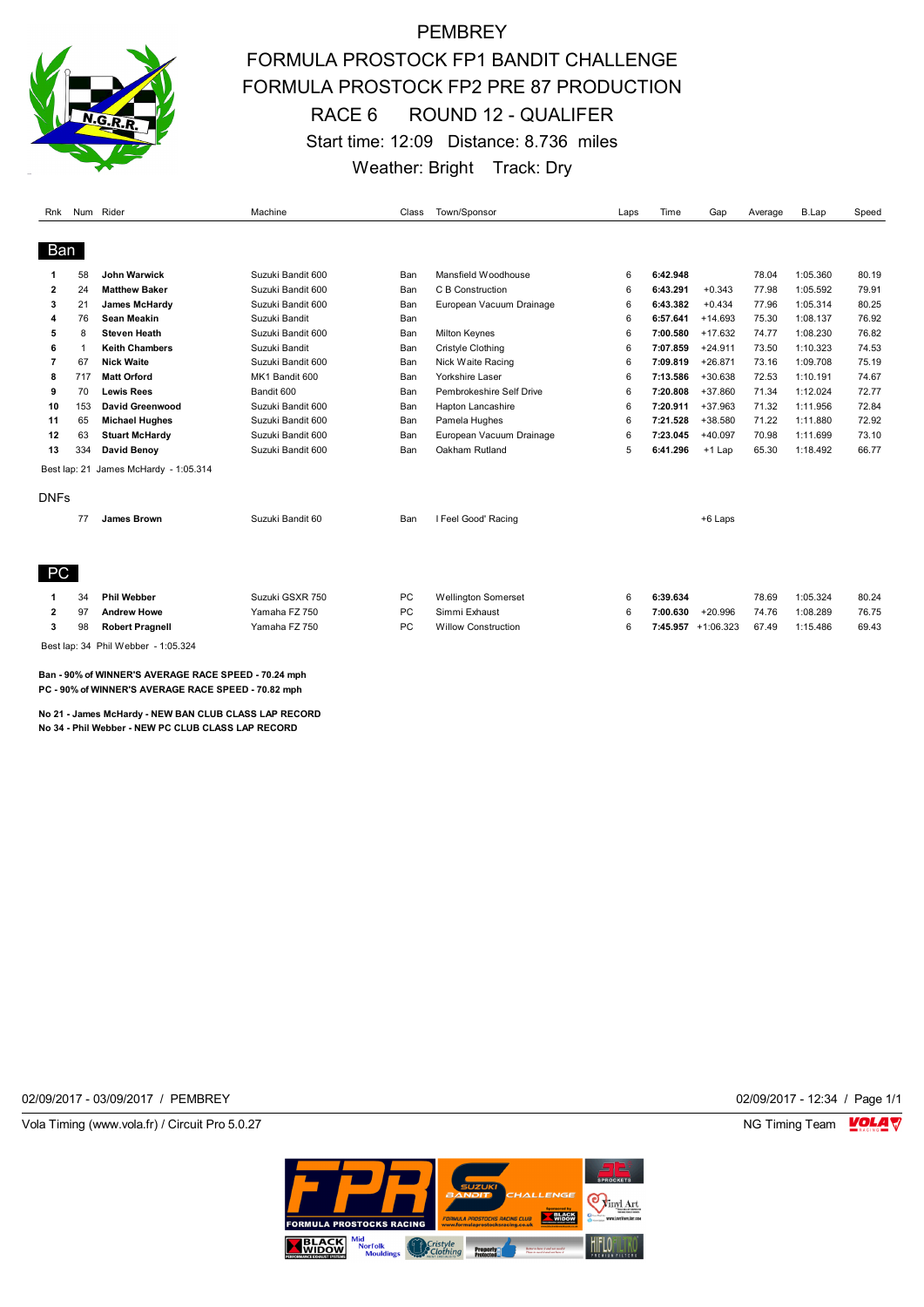# PEMBREY

## FORMULA PROSTOCK FP1 BANDIT CHALLENGE
## FORMULA PROSTOCK FP2 PRE 87 PRODUCTION
## RACE 6 ROUND 12 - QUALIFER

Start time: 12:09 Distance: 8.736 miles

Weather: Bright Track: Dry

### Ban

| Rnk | Num | Rider | Machine | Class | Town/Sponsor | Laps | Time | Gap | Average | B.Lap | Speed |
|---|---|---|---|---|---|---|---|---|---|---|---|
| 1 | 58 | **John Warwick** | Suzuki Bandit 600 | Ban | Mansfield Woodhouse | 6 | **6:42.948** | | 78.04 | 1:05.360 | 80.19 |
| 2 | 24 | **Matthew Baker** | Suzuki Bandit 600 | Ban | C B Construction | 6 | **6:43.291** | +0.343 | 77.98 | 1:05.592 | 79.91 |
| 3 | 21 | **James McHardy** | Suzuki Bandit 600 | Ban | European Vacuum Drainage | 6 | **6:43.382** | +0.434 | 77.96 | 1:05.314 | 80.25 |
| 4 | 76 | **Sean Meakin** | Suzuki Bandit | Ban | | 6 | **6:57.641** | +14.693 | 75.30 | 1:08.137 | 76.92 |
| 5 | 8 | **Steven Heath** | Suzuki Bandit 600 | Ban | Milton Keynes | 6 | **7:00.580** | +17.632 | 74.77 | 1:08.230 | 76.82 |
| 6 | 1 | **Keith Chambers** | Suzuki Bandit | Ban | Cristyle Clothing | 6 | **7:07.859** | +24.911 | 73.50 | 1:10.323 | 74.53 |
| 7 | 67 | **Nick Waite** | Suzuki Bandit 600 | Ban | Nick Waite Racing | 6 | **7:09.819** | +26.871 | 73.16 | 1:09.708 | 75.19 |
| 8 | 717 | **Matt Orford** | MK1 Bandit 600 | Ban | Yorkshire Laser | 6 | **7:13.586** | +30.638 | 72.53 | 1:10.191 | 74.67 |
| 9 | 70 | **Lewis Rees** | Bandit 600 | Ban | Pembrokeshire Self Drive | 6 | **7:20.808** | +37.860 | 71.34 | 1:12.024 | 72.77 |
| 10 | 153 | **David Greenwood** | Suzuki Bandit 600 | Ban | Hapton Lancashire | 6 | **7:20.911** | +37.963 | 71.32 | 1:11.956 | 72.84 |
| 11 | 65 | **Michael Hughes** | Suzuki Bandit 600 | Ban | Pamela Hughes | 6 | **7:21.528** | +38.580 | 71.22 | 1:11.880 | 72.92 |
| 12 | 63 | **Stuart McHardy** | Suzuki Bandit 600 | Ban | European Vacuum Drainage | 6 | **7:23.045** | +40.097 | 70.98 | 1:11.699 | 73.10 |
| 13 | 334 | **David Benoy** | Suzuki Bandit 600 | Ban | Oakham Rutland | 5 | **6:41.296** | +1 Lap | 65.30 | 1:18.492 | 66.77 |

Best lap: 21 James McHardy - 1:05.314

### DNFs

| Rnk | Num | Rider | Machine | Class | Town/Sponsor | Laps | Time | Gap | Average | B.Lap | Speed |
|---|---|---|---|---|---|---|---|---|---|---|---|
| | 77 | **James Brown** | Suzuki Bandit 60 | Ban | I Feel Good' Racing | | | +6 Laps | | | |

### PC

| Rnk | Num | Rider | Machine | Class | Town/Sponsor | Laps | Time | Gap | Average | B.Lap | Speed |
|---|---|---|---|---|---|---|---|---|---|---|---|
| 1 | 34 | **Phil Webber** | Suzuki GSXR 750 | PC | Wellington Somerset | 6 | **6:39.634** | | 78.69 | 1:05.324 | 80.24 |
| 2 | 97 | **Andrew Howe** | Yamaha FZ 750 | PC | Simmi Exhaust | 6 | **7:00.630** | +20.996 | 74.76 | 1:08.289 | 76.75 |
| 3 | 98 | **Robert Pragnell** | Yamaha FZ 750 | PC | Willow Construction | 6 | **7:45.957** | +1:06.323 | 67.49 | 1:15.486 | 69.43 |

Best lap: 34 Phil Webber - 1:05.324

**Ban - 90% of WINNER'S AVERAGE RACE SPEED - 70.24 mph**
**PC - 90% of WINNER'S AVERAGE RACE SPEED - 70.82 mph**

**No 21 - James McHardy - NEW BAN CLUB CLASS LAP RECORD**
**No 34 - Phil Webber - NEW PC CLUB CLASS LAP RECORD**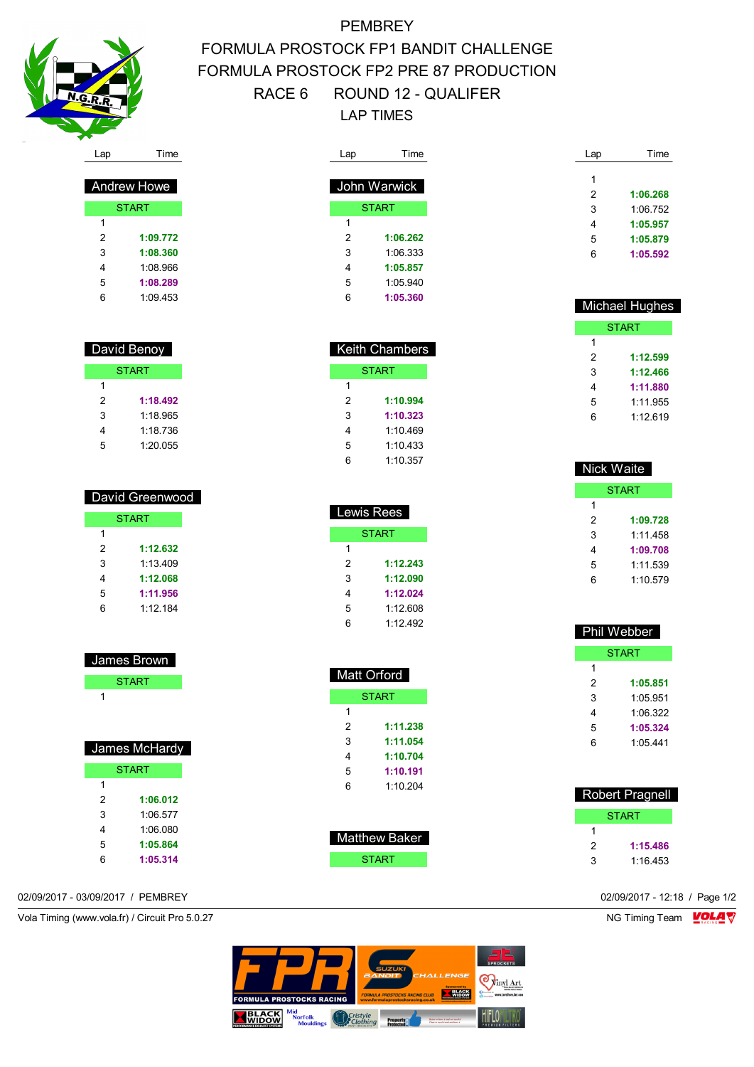# PEMBREY

## FORMULA PROSTOCK FP1 BANDIT CHALLENGE
## FORMULA PROSTOCK FP2 PRE 87 PRODUCTION
## RACE 6 ROUND 12 - QUALIFER
## LAP TIMES

### Andrew Howe

| Lap | Time |
|---|---|
| START | |
| 1 | |
| 2 | **1:09.772** |
| 3 | **1:08.360** |
| 4 | 1:08.966 |
| 5 | **1:08.289** |
| 6 | 1:09.453 |

### David Benoy

| Lap | Time |
|---|---|
| START | |
| 1 | |
| 2 | **1:18.492** |
| 3 | 1:18.965 |
| 4 | 1:18.736 |
| 5 | 1:20.055 |

### David Greenwood

| Lap | Time |
|---|---|
| START | |
| 1 | |
| 2 | **1:12.632** |
| 3 | 1:13.409 |
| 4 | **1:12.068** |
| 5 | **1:11.956** |
| 6 | 1:12.184 |

### James Brown

| Lap | Time |
|---|---|
| START | |
| 1 | |

### James McHardy

| Lap | Time |
|---|---|
| START | |
| 1 | |
| 2 | **1:06.012** |
| 3 | 1:06.577 |
| 4 | 1:06.080 |
| 5 | **1:05.864** |
| 6 | **1:05.314** |

### John Warwick

| Lap | Time |
|---|---|
| START | |
| 1 | |
| 2 | **1:06.262** |
| 3 | 1:06.333 |
| 4 | **1:05.857** |
| 5 | 1:05.940 |
| 6 | **1:05.360** |

### Keith Chambers

| Lap | Time |
|---|---|
| START | |
| 1 | |
| 2 | **1:10.994** |
| 3 | **1:10.323** |
| 4 | 1:10.469 |
| 5 | 1:10.433 |
| 6 | 1:10.357 |

### Lewis Rees

| Lap | Time |
|---|---|
| START | |
| 1 | |
| 2 | **1:12.243** |
| 3 | **1:12.090** |
| 4 | **1:12.024** |
| 5 | 1:12.608 |
| 6 | 1:12.492 |

### Matt Orford

| Lap | Time |
|---|---|
| START | |
| 1 | |
| 2 | **1:11.238** |
| 3 | **1:11.054** |
| 4 | **1:10.704** |
| 5 | **1:10.191** |
| 6 | 1:10.204 |

### Matthew Baker

| Lap | Time |
|---|---|
| START | |
| 1 | |
| 2 | **1:06.268** |
| 3 | 1:06.752 |
| 4 | **1:05.957** |
| 5 | **1:05.879** |
| 6 | **1:05.592** |

### Michael Hughes

| Lap | Time |
|---|---|
| START | |
| 1 | |
| 2 | **1:12.599** |
| 3 | **1:12.466** |
| 4 | **1:11.880** |
| 5 | 1:11.955 |
| 6 | 1:12.619 |

### Nick Waite

| Lap | Time |
|---|---|
| START | |
| 1 | |
| 2 | **1:09.728** |
| 3 | 1:11.458 |
| 4 | **1:09.708** |
| 5 | 1:11.539 |
| 6 | 1:10.579 |

### Phil Webber

| Lap | Time |
|---|---|
| START | |
| 1 | |
| 2 | **1:05.851** |
| 3 | 1:05.951 |
| 4 | 1:06.322 |
| 5 | **1:05.324** |
| 6 | 1:05.441 |

### Robert Pragnell

| Lap | Time |
|---|---|
| START | |
| 1 | |
| 2 | **1:15.486** |
| 3 | 1:16.453 |

02/09/2017 - 03/09/2017 / PEMBREY

02/09/2017 - 12:18

Vola Timing (www.vola.fr) / Circuit Pro 5.0.27

NG Timing Team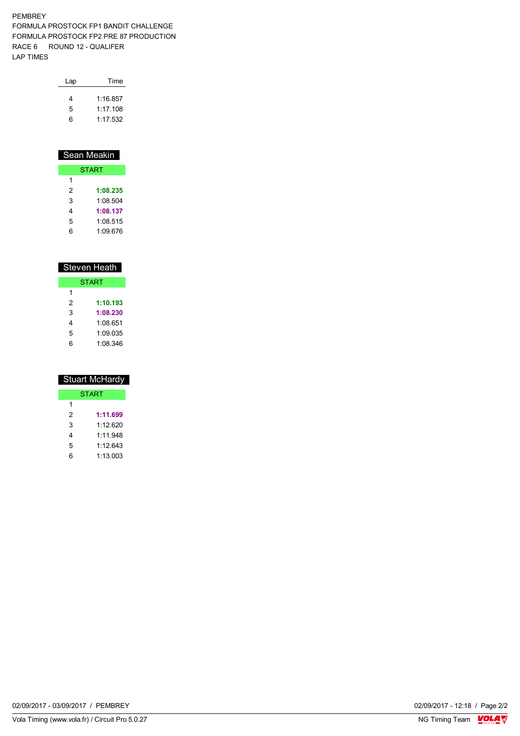PEMBREY
FORMULA PROSTOCK FP1 BANDIT CHALLENGE
FORMULA PROSTOCK FP2 PRE 87 PRODUCTION
RACE 6 ROUND 12 - QUALIFER
LAP TIMES

| Lap | Time |
|---|---|
| 4 | 1:16.857 |
| 5 | 1:17.108 |
| 6 | 1:17.532 |

## Sean Meakin

| START | |
|---|---|
| 1 | |
| 2 | **1:08.235** |
| 3 | 1:08.504 |
| 4 | **1:08.137** |
| 5 | 1:08.515 |
| 6 | 1:09.676 |

## Steven Heath

| START | |
|---|---|
| 1 | |
| 2 | **1:10.193** |
| 3 | **1:08.230** |
| 4 | 1:08.651 |
| 5 | 1:09.035 |
| 6 | 1:08.346 |

## Stuart McHardy

| START | |
|---|---|
| 1 | |
| 2 | **1:11.699** |
| 3 | 1:12.620 |
| 4 | 1:11.948 |
| 5 | 1:12.643 |
| 6 | 1:13.003 |

02/09/2017 - 03/09/2017 / PEMBREY

02/09/2017 - 12:18

Vola Timing (www.vola.fr) / Circuit Pro 5.0.27

NG Timing Team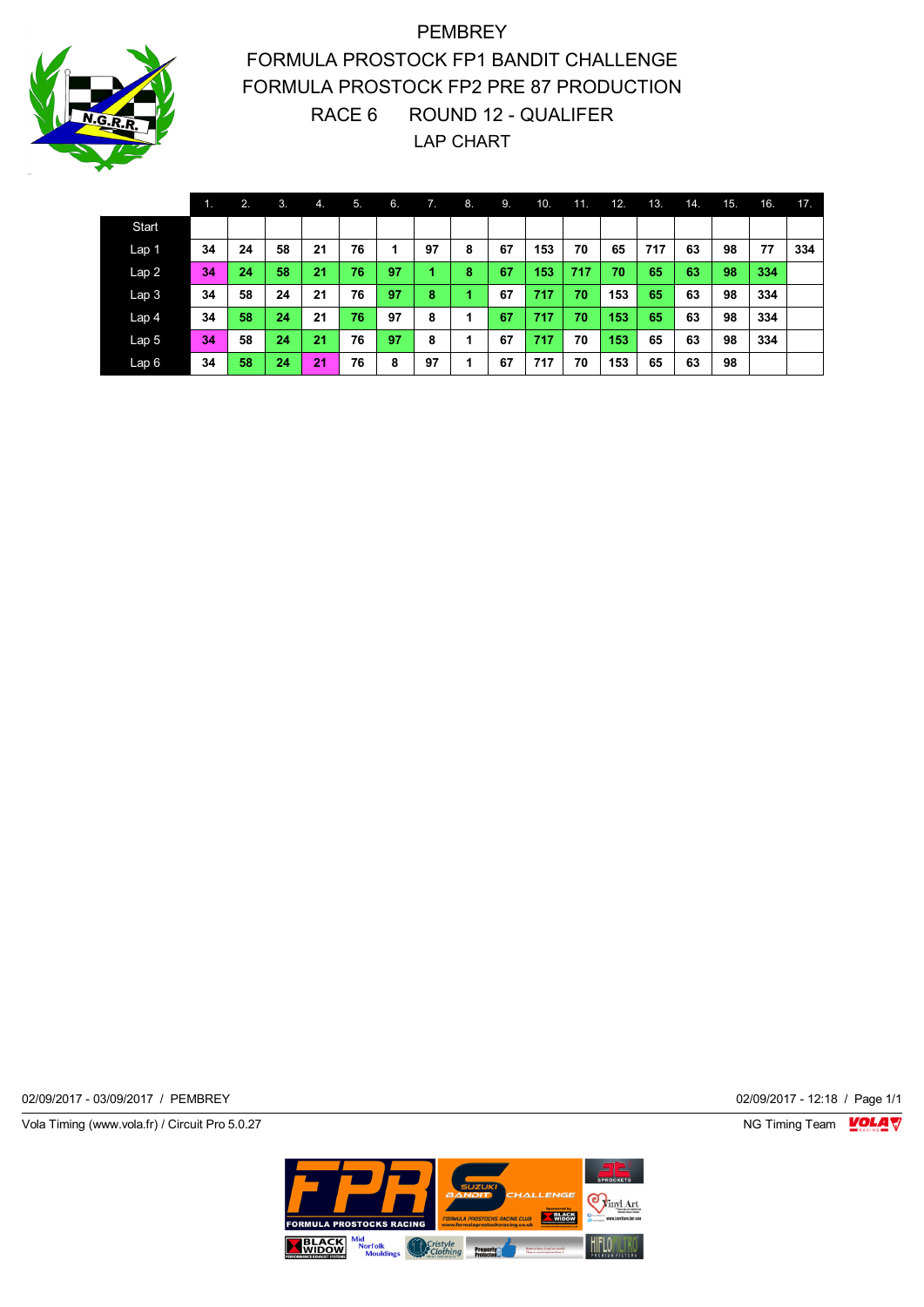# PEMBREY

## FORMULA PROSTOCK FP1 BANDIT CHALLENGE
## FORMULA PROSTOCK FP2 PRE 87 PRODUCTION
## RACE 6 ROUND 12 - QUALIFER
## LAP CHART

| | 1. | 2. | 3. | 4. | 5. | 6. | 7. | 8. | 9. | 10. | 11. | 12. | 13. | 14. | 15. | 16. | 17. |
|---|---|---|---|---|---|---|---|---|---|---|---|---|---|---|---|---|---|
| Start | | | | | | | | | | | | | | | | | |
| Lap 1 | 34 | 24 | 58 | 21 | 76 | 1 | 97 | 8 | 67 | 153 | 70 | 65 | 717 | 63 | 98 | 77 | 334 |
| Lap 2 | 34 | 24 | 58 | 21 | 76 | 97 | 1 | 8 | 67 | 153 | 717 | 70 | 65 | 63 | 98 | 334 | |
| Lap 3 | 34 | 58 | 24 | 21 | 76 | 97 | 8 | 1 | 67 | 717 | 70 | 153 | 65 | 63 | 98 | 334 | |
| Lap 4 | 34 | 58 | 24 | 21 | 76 | 97 | 8 | 1 | 67 | 717 | 70 | 153 | 65 | 63 | 98 | 334 | |
| Lap 5 | 34 | 58 | 24 | 21 | 76 | 97 | 8 | 1 | 67 | 717 | 70 | 153 | 65 | 63 | 98 | 334 | |
| Lap 6 | 34 | 58 | 24 | 21 | 76 | 8 | 97 | 1 | 67 | 717 | 70 | 153 | 65 | 63 | 98 | | |

02/09/2017 - 03/09/2017 / PEMBREY

02/09/2017 - 12:18

Vola Timing (www.vola.fr) / Circuit Pro 5.0.27

NG Timing Team